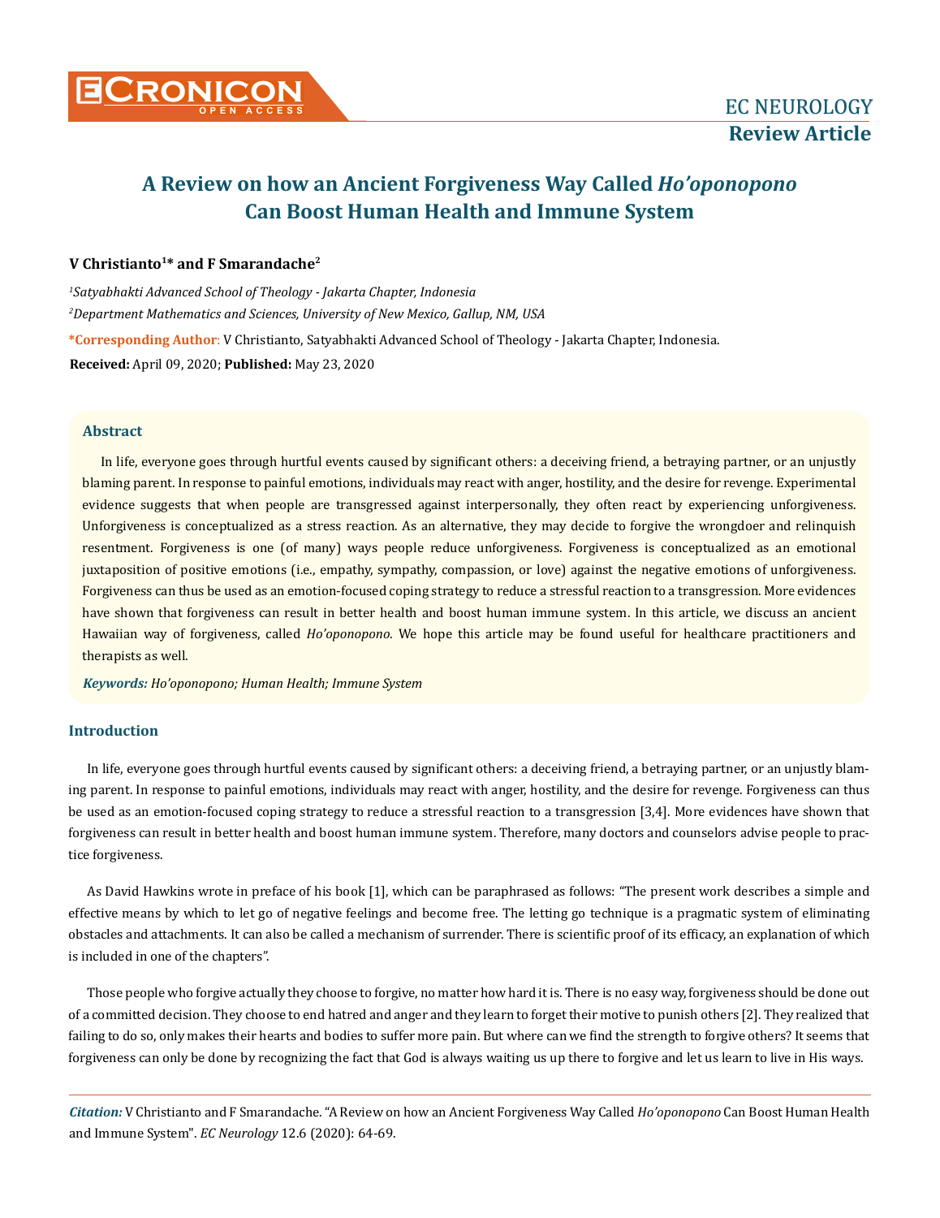# A Review on how an Ancient Forgiveness Way Called *Ho'oponopono* Can Boost Human Health and Immune System

**V Christianto[1]\* and F Smarandache[2]**

*[1]Satyabhakti Advanced School of Theology - Jakarta Chapter, Indonesia*

*[2]Department Mathematics and Sciences, University of New Mexico, Gallup, NM, USA*

**\*Corresponding Author**: V Christianto, Satyabhakti Advanced School of Theology - Jakarta Chapter, Indonesia.

**Received:** April 09, 2020; **Published:** May 23, 2020

## Abstract

In life, everyone goes through hurtful events caused by significant others: a deceiving friend, a betraying partner, or an unjustly blaming parent. In response to painful emotions, individuals may react with anger, hostility, and the desire for revenge. Experimental evidence suggests that when people are transgressed against interpersonally, they often react by experiencing unforgiveness. Unforgiveness is conceptualized as a stress reaction. As an alternative, they may decide to forgive the wrongdoer and relinquish resentment. Forgiveness is one (of many) ways people reduce unforgiveness. Forgiveness is conceptualized as an emotional juxtaposition of positive emotions (i.e., empathy, sympathy, compassion, or love) against the negative emotions of unforgiveness. Forgiveness can thus be used as an emotion-focused coping strategy to reduce a stressful reaction to a transgression. More evidences have shown that forgiveness can result in better health and boost human immune system. In this article, we discuss an ancient Hawaiian way of forgiveness, called *Ho'oponopono*. We hope this article may be found useful for healthcare practitioners and therapists as well.

***Keywords:*** *Ho'oponopono; Human Health; Immune System*

## Introduction

In life, everyone goes through hurtful events caused by significant others: a deceiving friend, a betraying partner, or an unjustly blaming parent. In response to painful emotions, individuals may react with anger, hostility, and the desire for revenge. Forgiveness can thus be used as an emotion-focused coping strategy to reduce a stressful reaction to a transgression [3,4]. More evidences have shown that forgiveness can result in better health and boost human immune system. Therefore, many doctors and counselors advise people to practice forgiveness.

As David Hawkins wrote in preface of his book [1], which can be paraphrased as follows: "The present work describes a simple and effective means by which to let go of negative feelings and become free. The letting go technique is a pragmatic system of eliminating obstacles and attachments. It can also be called a mechanism of surrender. There is scientific proof of its efficacy, an explanation of which is included in one of the chapters".

Those people who forgive actually they choose to forgive, no matter how hard it is. There is no easy way, forgiveness should be done out of a committed decision. They choose to end hatred and anger and they learn to forget their motive to punish others [2]. They realized that failing to do so, only makes their hearts and bodies to suffer more pain. But where can we find the strength to forgive others? It seems that forgiveness can only be done by recognizing the fact that God is always waiting us up there to forgive and let us learn to live in His ways.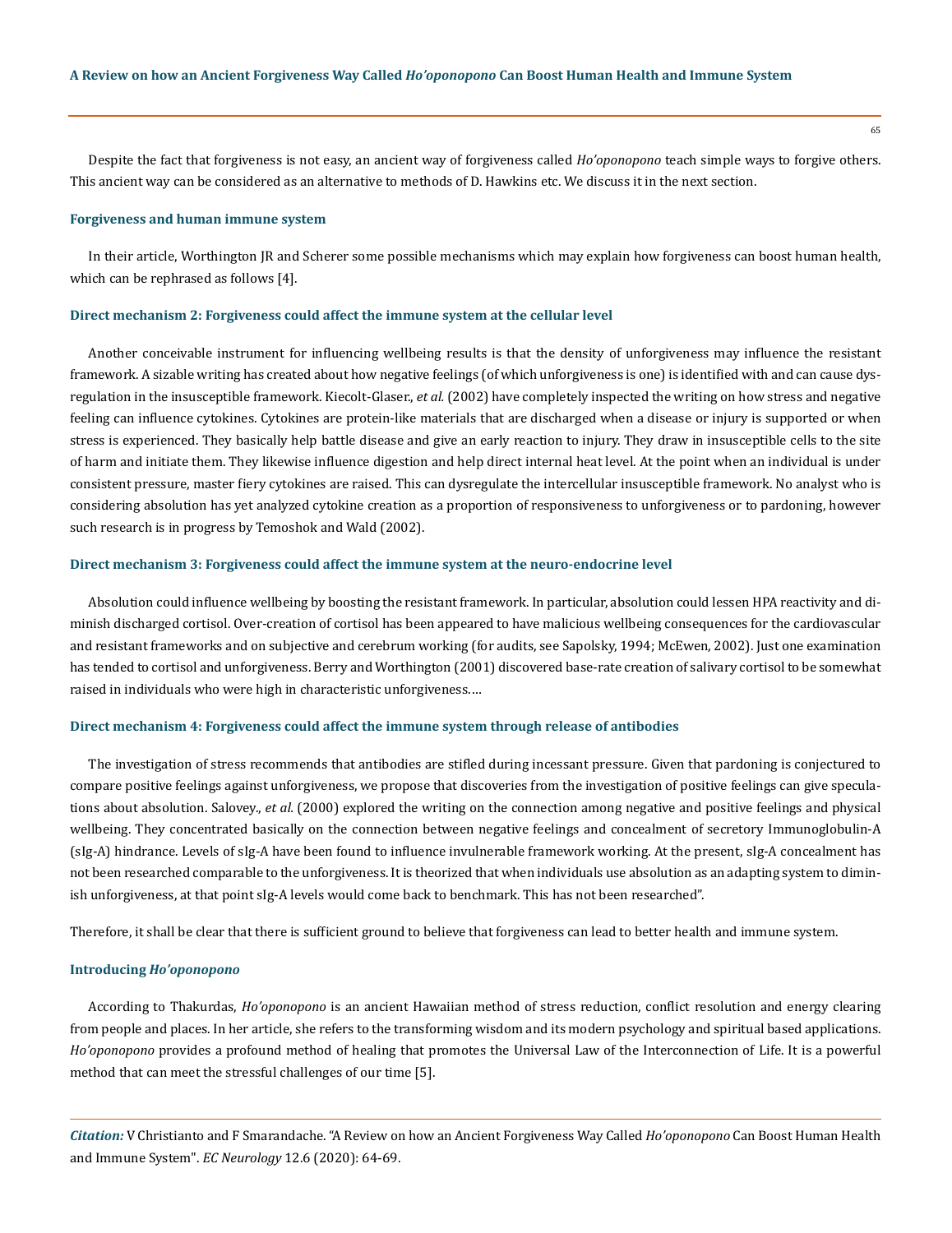Despite the fact that forgiveness is not easy, an ancient way of forgiveness called *Ho'oponopono* teach simple ways to forgive others. This ancient way can be considered as an alternative to methods of D. Hawkins etc. We discuss it in the next section.

### Forgiveness and human immune system

In their article, Worthington JR and Scherer some possible mechanisms which may explain how forgiveness can boost human health, which can be rephrased as follows [4].

### Direct mechanism 2: Forgiveness could affect the immune system at the cellular level

Another conceivable instrument for influencing wellbeing results is that the density of unforgiveness may influence the resistant framework. A sizable writing has created about how negative feelings (of which unforgiveness is one) is identified with and can cause dysregulation in the insusceptible framework. Kiecolt-Glaser., *et al.* (2002) have completely inspected the writing on how stress and negative feeling can influence cytokines. Cytokines are protein-like materials that are discharged when a disease or injury is supported or when stress is experienced. They basically help battle disease and give an early reaction to injury. They draw in insusceptible cells to the site of harm and initiate them. They likewise influence digestion and help direct internal heat level. At the point when an individual is under consistent pressure, master fiery cytokines are raised. This can dysregulate the intercellular insusceptible framework. No analyst who is considering absolution has yet analyzed cytokine creation as a proportion of responsiveness to unforgiveness or to pardoning, however such research is in progress by Temoshok and Wald (2002).

### Direct mechanism 3: Forgiveness could affect the immune system at the neuro-endocrine level

Absolution could influence wellbeing by boosting the resistant framework. In particular, absolution could lessen HPA reactivity and diminish discharged cortisol. Over-creation of cortisol has been appeared to have malicious wellbeing consequences for the cardiovascular and resistant frameworks and on subjective and cerebrum working (for audits, see Sapolsky, 1994; McEwen, 2002). Just one examination has tended to cortisol and unforgiveness. Berry and Worthington (2001) discovered base-rate creation of salivary cortisol to be somewhat raised in individuals who were high in characteristic unforgiveness.…

### Direct mechanism 4: Forgiveness could affect the immune system through release of antibodies

The investigation of stress recommends that antibodies are stifled during incessant pressure. Given that pardoning is conjectured to compare positive feelings against unforgiveness, we propose that discoveries from the investigation of positive feelings can give speculations about absolution. Salovey., *et al.* (2000) explored the writing on the connection among negative and positive feelings and physical wellbeing. They concentrated basically on the connection between negative feelings and concealment of secretory Immunoglobulin-A (sIg-A) hindrance. Levels of sIg-A have been found to influence invulnerable framework working. At the present, sIg-A concealment has not been researched comparable to the unforgiveness. It is theorized that when individuals use absolution as an adapting system to diminish unforgiveness, at that point sIg-A levels would come back to benchmark. This has not been researched".

Therefore, it shall be clear that there is sufficient ground to believe that forgiveness can lead to better health and immune system.

### Introducing *Ho'oponopono*

According to Thakurdas, *Ho'oponopono* is an ancient Hawaiian method of stress reduction, conflict resolution and energy clearing from people and places. In her article, she refers to the transforming wisdom and its modern psychology and spiritual based applications. *Ho'oponopono* provides a profound method of healing that promotes the Universal Law of the Interconnection of Life. It is a powerful method that can meet the stressful challenges of our time [5].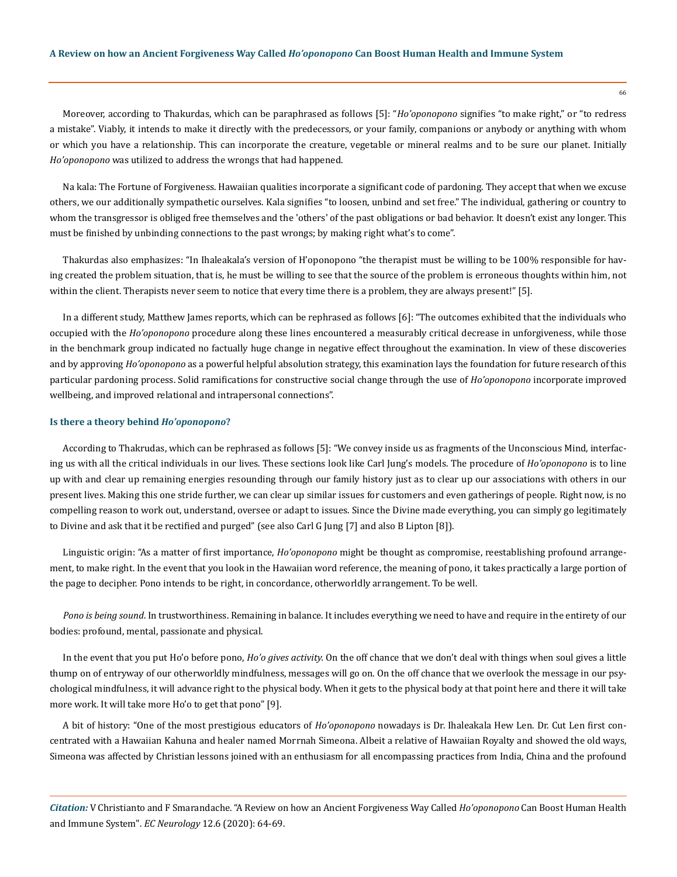Moreover, according to Thakurdas, which can be paraphrased as follows [5]: "*Ho'oponopono* signifies "to make right," or "to redress a mistake". Viably, it intends to make it directly with the predecessors, or your family, companions or anybody or anything with whom or which you have a relationship. This can incorporate the creature, vegetable or mineral realms and to be sure our planet. Initially *Ho'oponopono* was utilized to address the wrongs that had happened.

Na kala: The Fortune of Forgiveness. Hawaiian qualities incorporate a significant code of pardoning. They accept that when we excuse others, we our additionally sympathetic ourselves. Kala signifies "to loosen, unbind and set free." The individual, gathering or country to whom the transgressor is obliged free themselves and the 'others' of the past obligations or bad behavior. It doesn't exist any longer. This must be finished by unbinding connections to the past wrongs; by making right what's to come".

Thakurdas also emphasizes: "In Ihaleakala's version of H'oponopono "the therapist must be willing to be 100% responsible for having created the problem situation, that is, he must be willing to see that the source of the problem is erroneous thoughts within him, not within the client. Therapists never seem to notice that every time there is a problem, they are always present!" [5].

In a different study, Matthew James reports, which can be rephrased as follows [6]: "The outcomes exhibited that the individuals who occupied with the *Ho'oponopono* procedure along these lines encountered a measurably critical decrease in unforgiveness, while those in the benchmark group indicated no factually huge change in negative effect throughout the examination. In view of these discoveries and by approving *Ho'oponopono* as a powerful helpful absolution strategy, this examination lays the foundation for future research of this particular pardoning process. Solid ramifications for constructive social change through the use of *Ho'oponopono* incorporate improved wellbeing, and improved relational and intrapersonal connections".

### Is there a theory behind *Ho'oponopono*?

According to Thakrudas, which can be rephrased as follows [5]: "We convey inside us as fragments of the Unconscious Mind, interfacing us with all the critical individuals in our lives. These sections look like Carl Jung's models. The procedure of *Ho'oponopono* is to line up with and clear up remaining energies resounding through our family history just as to clear up our associations with others in our present lives. Making this one stride further, we can clear up similar issues for customers and even gatherings of people. Right now, is no compelling reason to work out, understand, oversee or adapt to issues. Since the Divine made everything, you can simply go legitimately to Divine and ask that it be rectified and purged" (see also Carl G Jung [7] and also B Lipton [8]).

Linguistic origin: "As a matter of first importance, *Ho'oponopono* might be thought as compromise, reestablishing profound arrangement, to make right. In the event that you look in the Hawaiian word reference, the meaning of pono, it takes practically a large portion of the page to decipher. Pono intends to be right, in concordance, otherworldly arrangement. To be well.

*Pono is being sound*. In trustworthiness. Remaining in balance. It includes everything we need to have and require in the entirety of our bodies: profound, mental, passionate and physical.

In the event that you put Ho'o before pono, *Ho'o gives activity.* On the off chance that we don't deal with things when soul gives a little thump on of entryway of our otherworldly mindfulness, messages will go on. On the off chance that we overlook the message in our psychological mindfulness, it will advance right to the physical body. When it gets to the physical body at that point here and there it will take more work. It will take more Ho'o to get that pono" [9].

A bit of history: "One of the most prestigious educators of *Ho'oponopono* nowadays is Dr. Ihaleakala Hew Len. Dr. Cut Len first concentrated with a Hawaiian Kahuna and healer named Morrnah Simeona. Albeit a relative of Hawaiian Royalty and showed the old ways, Simeona was affected by Christian lessons joined with an enthusiasm for all encompassing practices from India, China and the profound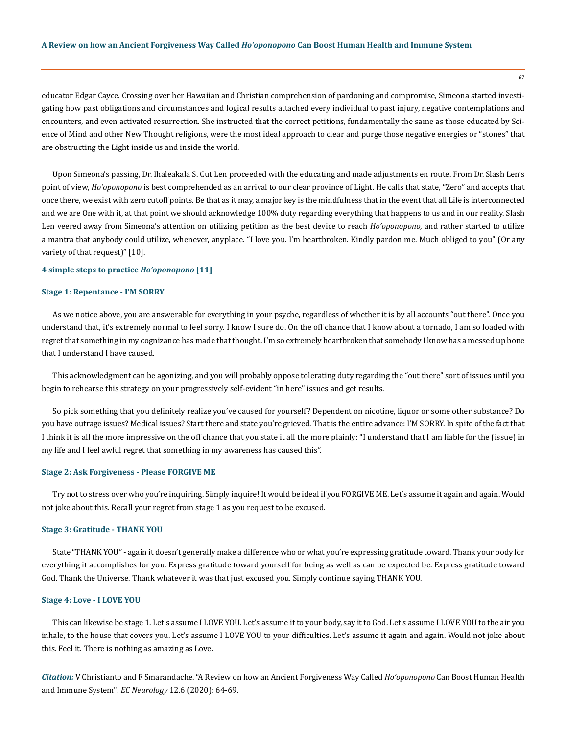educator Edgar Cayce. Crossing over her Hawaiian and Christian comprehension of pardoning and compromise, Simeona started investigating how past obligations and circumstances and logical results attached every individual to past injury, negative contemplations and encounters, and even activated resurrection. She instructed that the correct petitions, fundamentally the same as those educated by Science of Mind and other New Thought religions, were the most ideal approach to clear and purge those negative energies or "stones" that are obstructing the Light inside us and inside the world.

Upon Simeona's passing, Dr. Ihaleakala S. Cut Len proceeded with the educating and made adjustments en route. From Dr. Slash Len's point of view, *Ho'oponopono* is best comprehended as an arrival to our clear province of Light. He calls that state, "Zero" and accepts that once there, we exist with zero cutoff points. Be that as it may, a major key is the mindfulness that in the event that all Life is interconnected and we are One with it, at that point we should acknowledge 100% duty regarding everything that happens to us and in our reality. Slash Len veered away from Simeona's attention on utilizing petition as the best device to reach *Ho'oponopono*, and rather started to utilize a mantra that anybody could utilize, whenever, anyplace. "I love you. I'm heartbroken. Kindly pardon me. Much obliged to you" (Or any variety of that request)" [10].

### 4 simple steps to practice *Ho'oponopono* [11]

#### Stage 1: Repentance - I'M SORRY

As we notice above, you are answerable for everything in your psyche, regardless of whether it is by all accounts "out there". Once you understand that, it's extremely normal to feel sorry. I know I sure do. On the off chance that I know about a tornado, I am so loaded with regret that something in my cognizance has made that thought. I'm so extremely heartbroken that somebody I know has a messed up bone that I understand I have caused.

This acknowledgment can be agonizing, and you will probably oppose tolerating duty regarding the "out there" sort of issues until you begin to rehearse this strategy on your progressively self-evident "in here" issues and get results.

So pick something that you definitely realize you've caused for yourself? Dependent on nicotine, liquor or some other substance? Do you have outrage issues? Medical issues? Start there and state you're grieved. That is the entire advance: I'M SORRY. In spite of the fact that I think it is all the more impressive on the off chance that you state it all the more plainly: "I understand that I am liable for the (issue) in my life and I feel awful regret that something in my awareness has caused this".

#### Stage 2: Ask Forgiveness - Please FORGIVE ME

Try not to stress over who you're inquiring. Simply inquire! It would be ideal if you FORGIVE ME. Let's assume it again and again. Would not joke about this. Recall your regret from stage 1 as you request to be excused.

#### Stage 3: Gratitude - THANK YOU

State "THANK YOU" - again it doesn't generally make a difference who or what you're expressing gratitude toward. Thank your body for everything it accomplishes for you. Express gratitude toward yourself for being as well as can be expected be. Express gratitude toward God. Thank the Universe. Thank whatever it was that just excused you. Simply continue saying THANK YOU.

#### Stage 4: Love - I LOVE YOU

This can likewise be stage 1. Let's assume I LOVE YOU. Let's assume it to your body, say it to God. Let's assume I LOVE YOU to the air you inhale, to the house that covers you. Let's assume I LOVE YOU to your difficulties. Let's assume it again and again. Would not joke about this. Feel it. There is nothing as amazing as Love.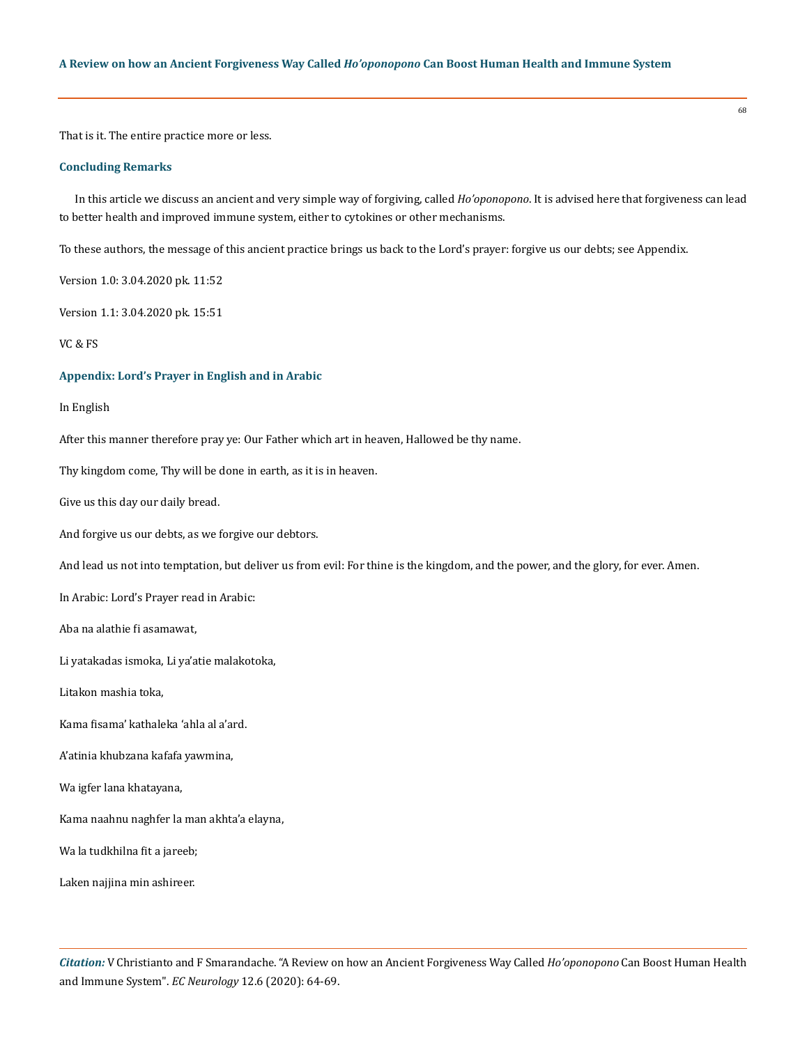That is it. The entire practice more or less.

## Concluding Remarks

In this article we discuss an ancient and very simple way of forgiving, called *Ho'oponopono*. It is advised here that forgiveness can lead to better health and improved immune system, either to cytokines or other mechanisms.

To these authors, the message of this ancient practice brings us back to the Lord's prayer: forgive us our debts; see Appendix.

Version 1.0: 3.04.2020 pk. 11:52

Version 1.1: 3.04.2020 pk. 15:51

VC & FS

## Appendix: Lord's Prayer in English and in Arabic

In English

After this manner therefore pray ye: Our Father which art in heaven, Hallowed be thy name.

Thy kingdom come, Thy will be done in earth, as it is in heaven.

Give us this day our daily bread.

And forgive us our debts, as we forgive our debtors.

And lead us not into temptation, but deliver us from evil: For thine is the kingdom, and the power, and the glory, for ever. Amen.

In Arabic: Lord's Prayer read in Arabic:

Aba na alathie fi asamawat,

Li yatakadas ismoka, Li ya'atie malakotoka,

Litakon mashia toka,

Kama fisama' kathaleka 'ahla al a'ard.

A'atinia khubzana kafafa yawmina,

Wa igfer lana khatayana,

Kama naahnu naghfer la man akhta'a elayna,

Wa la tudkhilna fit a jareeb;

Laken najjina min ashireer.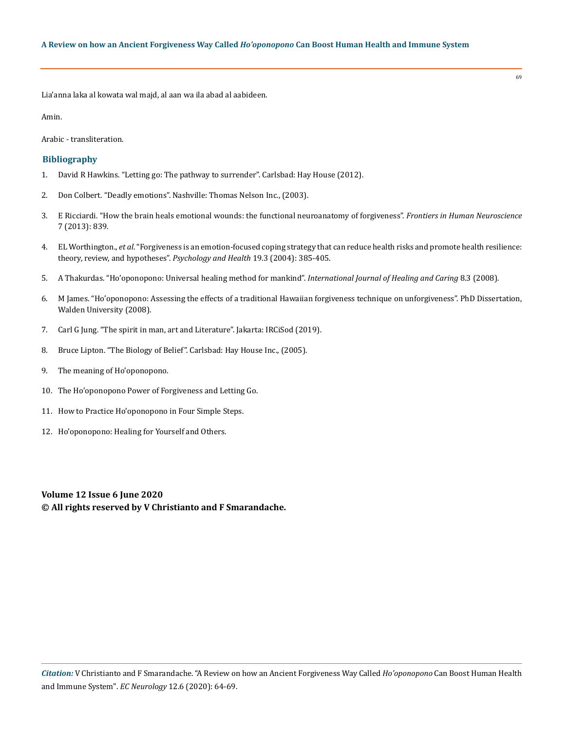Lia'anna laka al kowata wal majd, al aan wa ila abad al aabideen.

Amin.

Arabic - transliteration.

## Bibliography

1. David R Hawkins. "Letting go: The pathway to surrender". Carlsbad: Hay House (2012).
2. Don Colbert. "Deadly emotions". Nashville: Thomas Nelson Inc., (2003).
3. E Ricciardi. "How the brain heals emotional wounds: the functional neuroanatomy of forgiveness". *Frontiers in Human Neuroscience* 7 (2013): 839.
4. EL Worthington., *et al*. "Forgiveness is an emotion-focused coping strategy that can reduce health risks and promote health resilience: theory, review, and hypotheses". *Psychology and Health* 19.3 (2004): 385-405.
5. A Thakurdas. "Ho'oponopono: Universal healing method for mankind". *International Journal of Healing and Caring* 8.3 (2008).
6. M James. "Ho'oponopono: Assessing the effects of a traditional Hawaiian forgiveness technique on unforgiveness". PhD Dissertation, Walden University (2008).
7. Carl G Jung. "The spirit in man, art and Literature". Jakarta: IRCiSod (2019).
8. Bruce Lipton. "The Biology of Belief". Carlsbad: Hay House Inc., (2005).
9. The meaning of Ho'oponopono.
10. The Ho'oponopono Power of Forgiveness and Letting Go.
11. How to Practice Ho'oponopono in Four Simple Steps.
12. Ho'oponopono: Healing for Yourself and Others.

**Volume 12 Issue 6 June 2020**
**© All rights reserved by V Christianto and F Smarandache.**